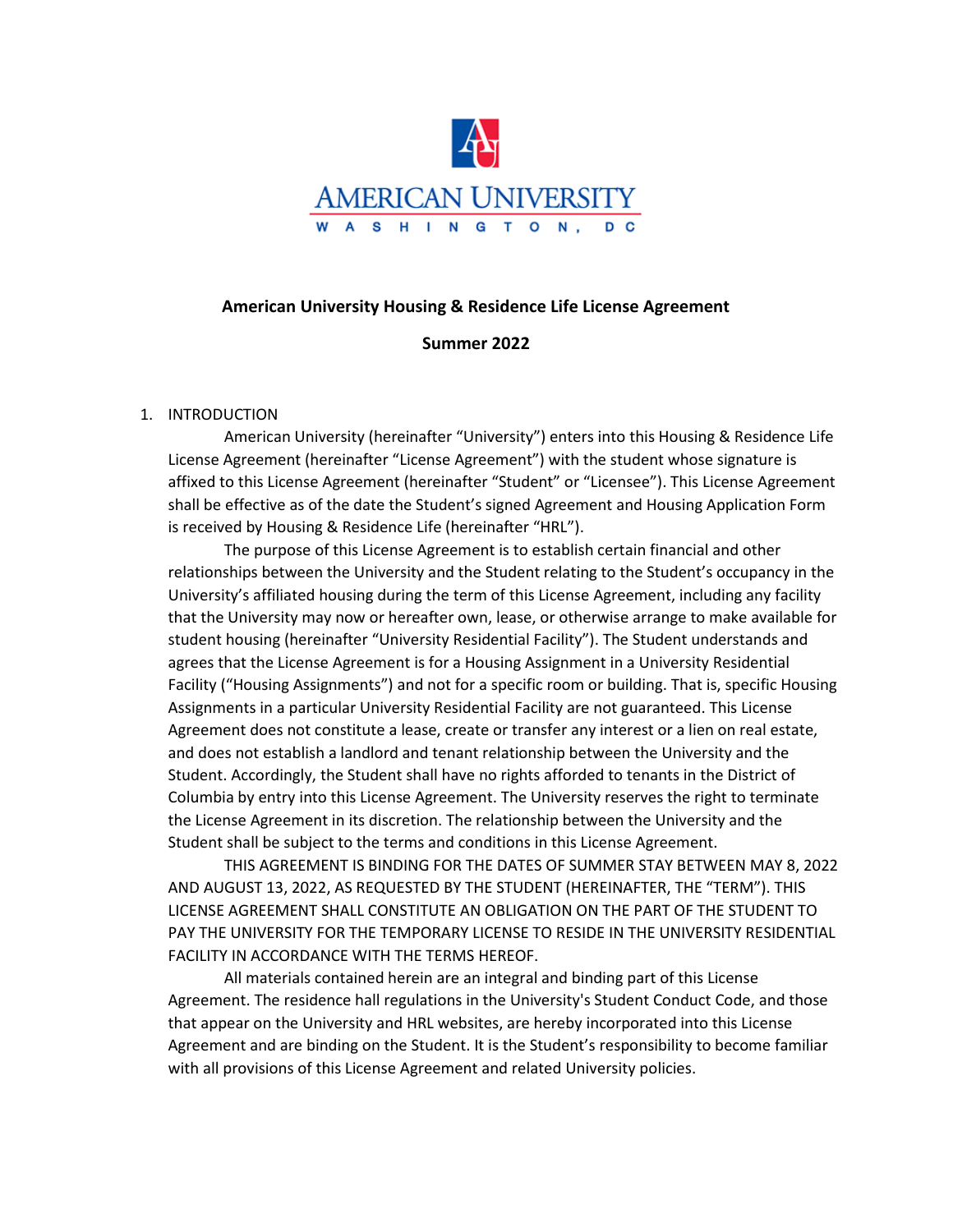AMERICAN UNIVERSITY

WASHINGTON, DC

**American University Housing & Residence Life License Agreement**

**Summer 2022**

1. INTRODUCTION

American University (hereinafter "University") enters into this Housing & Residence Life License Agreement (hereinafter "License Agreement") with the student whose signature is affixed to this License Agreement (hereinafter "Student" or "Licensee"). This License Agreement shall be effective as of the date the Student's signed Agreement and Housing Application Form is received by Housing & Residence Life (hereinafter "HRL").

The purpose of this License Agreement is to establish certain financial and other relationships between the University and the Student relating to the Student's occupancy in the University's affiliated housing during the term of this License Agreement, including any facility that the University may now or hereafter own, lease, or otherwise arrange to make available for student housing (hereinafter "University Residential Facility"). The Student understands and agrees that the License Agreement is for a Housing Assignment in a University Residential Facility ("Housing Assignments") and not for a specific room or building. That is, specific Housing Assignments in a particular University Residential Facility are not guaranteed. This License Agreement does not constitute a lease, create or transfer any interest or a lien on real estate, and does not establish a landlord and tenant relationship between the University and the Student. Accordingly, the Student shall have no rights afforded to tenants in the District of Columbia by entry into this License Agreement. The University reserves the right to terminate the License Agreement in its discretion. The relationship between the University and the Student shall be subject to the terms and conditions in this License Agreement.

THIS AGREEMENT IS BINDING FOR THE DATES OF SUMMER STAY BETWEEN MAY 8, 2022 AND AUGUST 13, 2022, AS REQUESTED BY THE STUDENT (HEREINAFTER, THE "TERM"). THIS LICENSE AGREEMENT SHALL CONSTITUTE AN OBLIGATION ON THE PART OF THE STUDENT TO PAY THE UNIVERSITY FOR THE TEMPORARY LICENSE TO RESIDE IN THE UNIVERSITY RESIDENTIAL FACILITY IN ACCORDANCE WITH THE TERMS HEREOF.

All materials contained herein are an integral and binding part of this License Agreement. The residence hall regulations in the University's Student Conduct Code, and those that appear on the University and HRL websites, are hereby incorporated into this License Agreement and are binding on the Student. It is the Student's responsibility to become familiar with all provisions of this License Agreement and related University policies.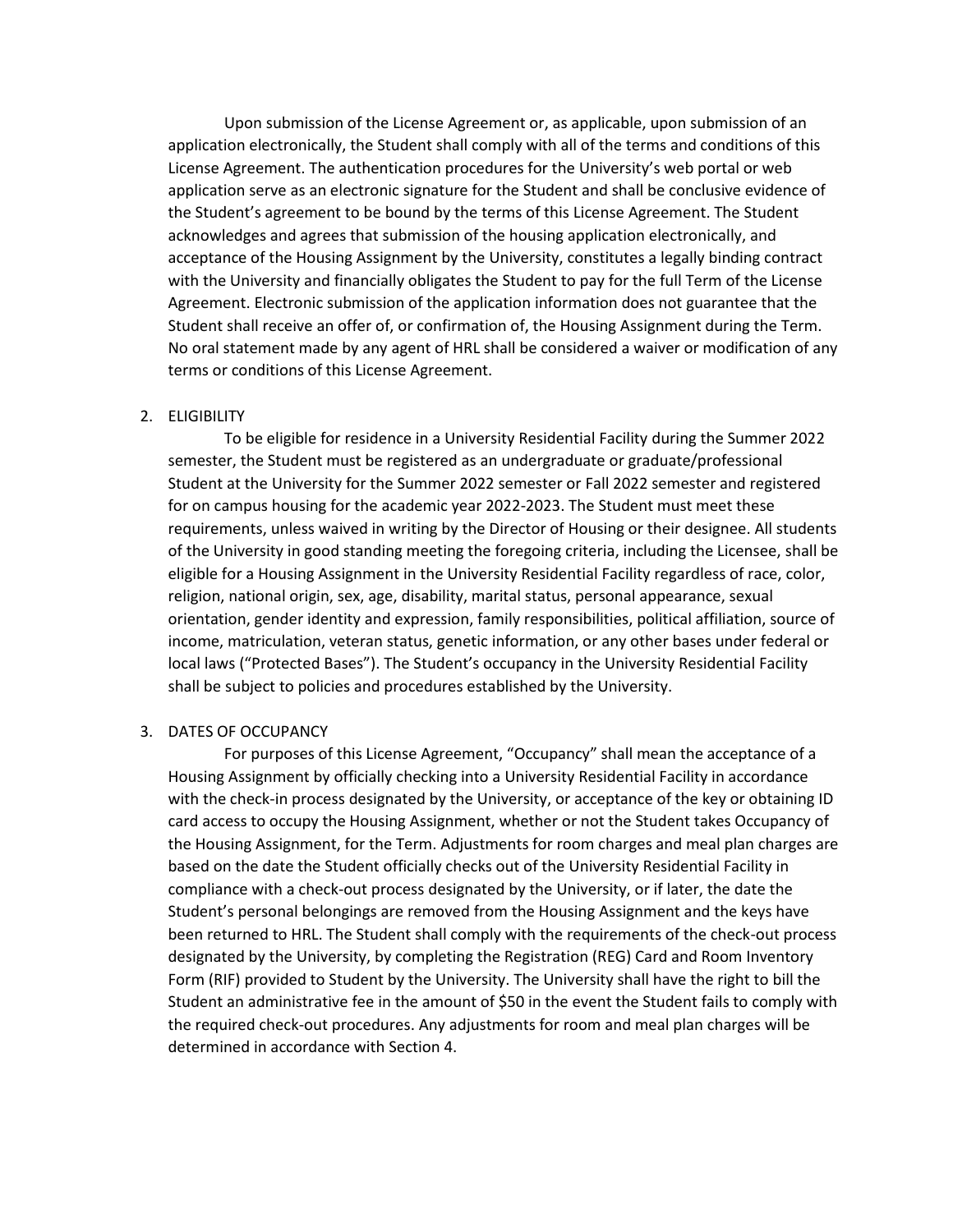Upon submission of the License Agreement or, as applicable, upon submission of an application electronically, the Student shall comply with all of the terms and conditions of this License Agreement. The authentication procedures for the University's web portal or web application serve as an electronic signature for the Student and shall be conclusive evidence of the Student's agreement to be bound by the terms of this License Agreement. The Student acknowledges and agrees that submission of the housing application electronically, and acceptance of the Housing Assignment by the University, constitutes a legally binding contract with the University and financially obligates the Student to pay for the full Term of the License Agreement. Electronic submission of the application information does not guarantee that the Student shall receive an offer of, or confirmation of, the Housing Assignment during the Term. No oral statement made by any agent of HRL shall be considered a waiver or modification of any terms or conditions of this License Agreement.

2. ELIGIBILITY

To be eligible for residence in a University Residential Facility during the Summer 2022 semester, the Student must be registered as an undergraduate or graduate/professional Student at the University for the Summer 2022 semester or Fall 2022 semester and registered for on campus housing for the academic year 2022-2023. The Student must meet these requirements, unless waived in writing by the Director of Housing or their designee. All students of the University in good standing meeting the foregoing criteria, including the Licensee, shall be eligible for a Housing Assignment in the University Residential Facility regardless of race, color, religion, national origin, sex, age, disability, marital status, personal appearance, sexual orientation, gender identity and expression, family responsibilities, political affiliation, source of income, matriculation, veteran status, genetic information, or any other bases under federal or local laws ("Protected Bases"). The Student's occupancy in the University Residential Facility shall be subject to policies and procedures established by the University.

3. DATES OF OCCUPANCY

For purposes of this License Agreement, "Occupancy" shall mean the acceptance of a Housing Assignment by officially checking into a University Residential Facility in accordance with the check-in process designated by the University, or acceptance of the key or obtaining ID card access to occupy the Housing Assignment, whether or not the Student takes Occupancy of the Housing Assignment, for the Term. Adjustments for room charges and meal plan charges are based on the date the Student officially checks out of the University Residential Facility in compliance with a check-out process designated by the University, or if later, the date the Student's personal belongings are removed from the Housing Assignment and the keys have been returned to HRL. The Student shall comply with the requirements of the check-out process designated by the University, by completing the Registration (REG) Card and Room Inventory Form (RIF) provided to Student by the University. The University shall have the right to bill the Student an administrative fee in the amount of $50 in the event the Student fails to comply with the required check-out procedures. Any adjustments for room and meal plan charges will be determined in accordance with Section 4.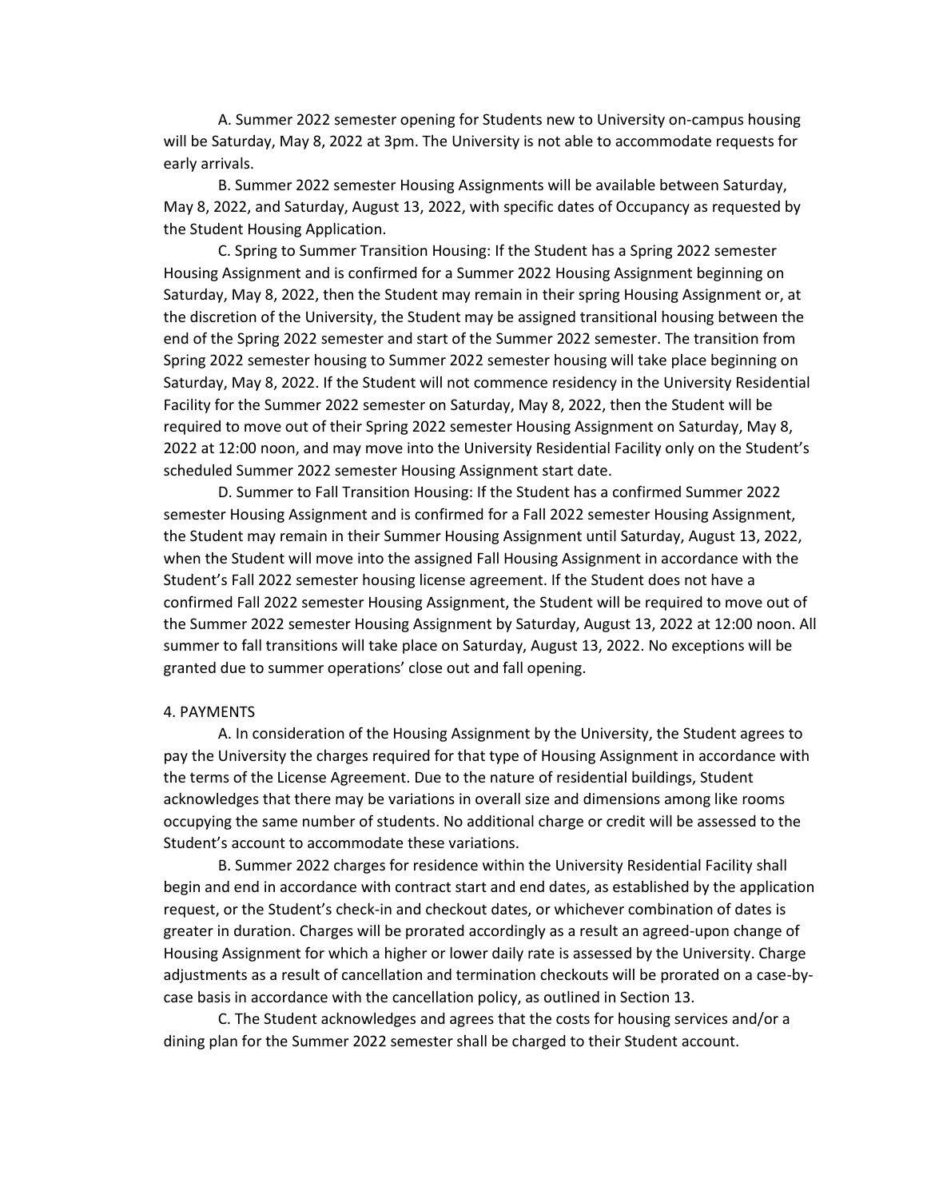A. Summer 2022 semester opening for Students new to University on-campus housing will be Saturday, May 8, 2022 at 3pm. The University is not able to accommodate requests for early arrivals.

B. Summer 2022 semester Housing Assignments will be available between Saturday, May 8, 2022, and Saturday, August 13, 2022, with specific dates of Occupancy as requested by the Student Housing Application.

C. Spring to Summer Transition Housing: If the Student has a Spring 2022 semester Housing Assignment and is confirmed for a Summer 2022 Housing Assignment beginning on Saturday, May 8, 2022, then the Student may remain in their spring Housing Assignment or, at the discretion of the University, the Student may be assigned transitional housing between the end of the Spring 2022 semester and start of the Summer 2022 semester. The transition from Spring 2022 semester housing to Summer 2022 semester housing will take place beginning on Saturday, May 8, 2022. If the Student will not commence residency in the University Residential Facility for the Summer 2022 semester on Saturday, May 8, 2022, then the Student will be required to move out of their Spring 2022 semester Housing Assignment on Saturday, May 8, 2022 at 12:00 noon, and may move into the University Residential Facility only on the Student's scheduled Summer 2022 semester Housing Assignment start date.

D. Summer to Fall Transition Housing: If the Student has a confirmed Summer 2022 semester Housing Assignment and is confirmed for a Fall 2022 semester Housing Assignment, the Student may remain in their Summer Housing Assignment until Saturday, August 13, 2022, when the Student will move into the assigned Fall Housing Assignment in accordance with the Student's Fall 2022 semester housing license agreement. If the Student does not have a confirmed Fall 2022 semester Housing Assignment, the Student will be required to move out of the Summer 2022 semester Housing Assignment by Saturday, August 13, 2022 at 12:00 noon. All summer to fall transitions will take place on Saturday, August 13, 2022. No exceptions will be granted due to summer operations' close out and fall opening.

4. PAYMENTS

A. In consideration of the Housing Assignment by the University, the Student agrees to pay the University the charges required for that type of Housing Assignment in accordance with the terms of the License Agreement. Due to the nature of residential buildings, Student acknowledges that there may be variations in overall size and dimensions among like rooms occupying the same number of students. No additional charge or credit will be assessed to the Student's account to accommodate these variations.

B. Summer 2022 charges for residence within the University Residential Facility shall begin and end in accordance with contract start and end dates, as established by the application request, or the Student's check-in and checkout dates, or whichever combination of dates is greater in duration. Charges will be prorated accordingly as a result an agreed-upon change of Housing Assignment for which a higher or lower daily rate is assessed by the University. Charge adjustments as a result of cancellation and termination checkouts will be prorated on a case-by-case basis in accordance with the cancellation policy, as outlined in Section 13.

C. The Student acknowledges and agrees that the costs for housing services and/or a dining plan for the Summer 2022 semester shall be charged to their Student account.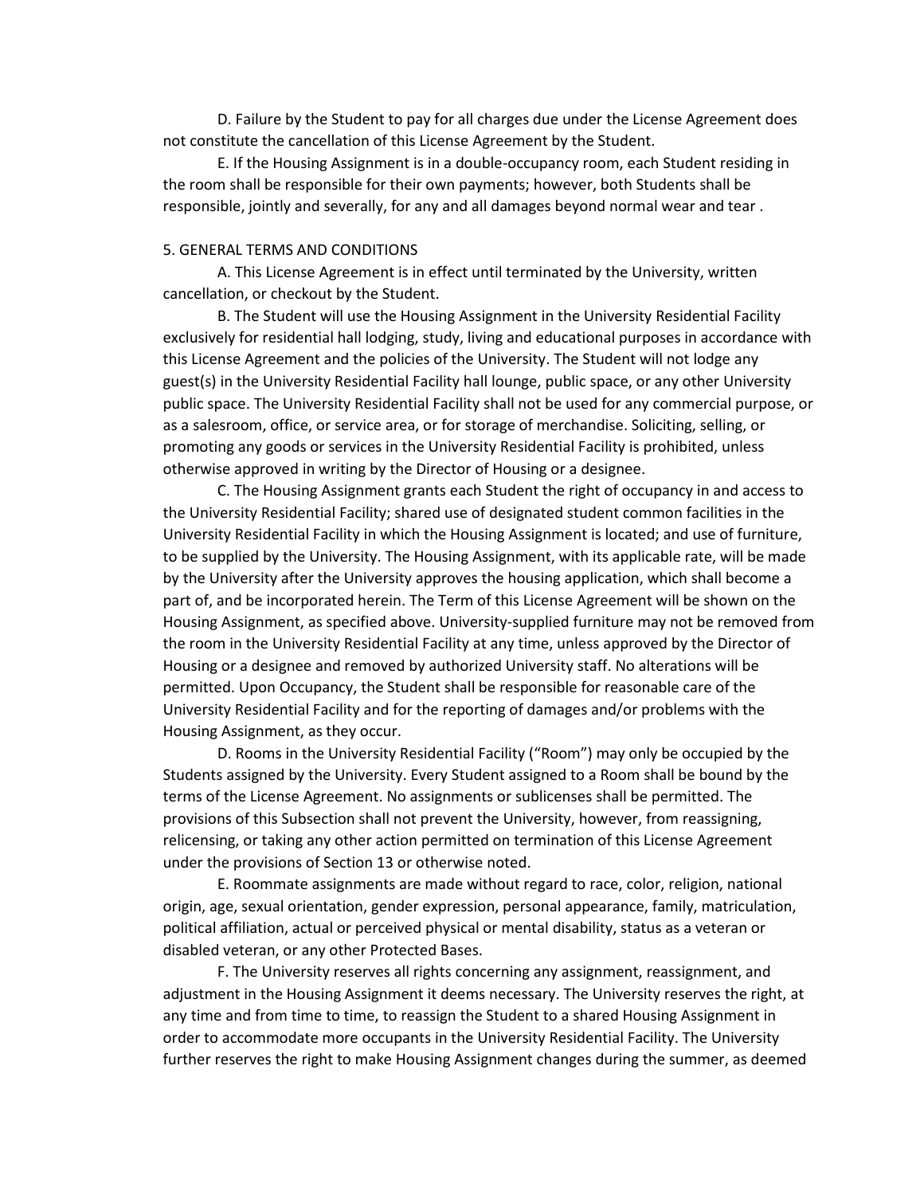D. Failure by the Student to pay for all charges due under the License Agreement does not constitute the cancellation of this License Agreement by the Student.

E. If the Housing Assignment is in a double-occupancy room, each Student residing in the room shall be responsible for their own payments; however, both Students shall be responsible, jointly and severally, for any and all damages beyond normal wear and tear .

5. GENERAL TERMS AND CONDITIONS

A. This License Agreement is in effect until terminated by the University, written cancellation, or checkout by the Student.

B. The Student will use the Housing Assignment in the University Residential Facility exclusively for residential hall lodging, study, living and educational purposes in accordance with this License Agreement and the policies of the University. The Student will not lodge any guest(s) in the University Residential Facility hall lounge, public space, or any other University public space. The University Residential Facility shall not be used for any commercial purpose, or as a salesroom, office, or service area, or for storage of merchandise. Soliciting, selling, or promoting any goods or services in the University Residential Facility is prohibited, unless otherwise approved in writing by the Director of Housing or a designee.

C. The Housing Assignment grants each Student the right of occupancy in and access to the University Residential Facility; shared use of designated student common facilities in the University Residential Facility in which the Housing Assignment is located; and use of furniture, to be supplied by the University. The Housing Assignment, with its applicable rate, will be made by the University after the University approves the housing application, which shall become a part of, and be incorporated herein. The Term of this License Agreement will be shown on the Housing Assignment, as specified above. University-supplied furniture may not be removed from the room in the University Residential Facility at any time, unless approved by the Director of Housing or a designee and removed by authorized University staff. No alterations will be permitted. Upon Occupancy, the Student shall be responsible for reasonable care of the University Residential Facility and for the reporting of damages and/or problems with the Housing Assignment, as they occur.

D. Rooms in the University Residential Facility ("Room") may only be occupied by the Students assigned by the University. Every Student assigned to a Room shall be bound by the terms of the License Agreement. No assignments or sublicenses shall be permitted. The provisions of this Subsection shall not prevent the University, however, from reassigning, relicensing, or taking any other action permitted on termination of this License Agreement under the provisions of Section 13 or otherwise noted.

E. Roommate assignments are made without regard to race, color, religion, national origin, age, sexual orientation, gender expression, personal appearance, family, matriculation, political affiliation, actual or perceived physical or mental disability, status as a veteran or disabled veteran, or any other Protected Bases.

F. The University reserves all rights concerning any assignment, reassignment, and adjustment in the Housing Assignment it deems necessary. The University reserves the right, at any time and from time to time, to reassign the Student to a shared Housing Assignment in order to accommodate more occupants in the University Residential Facility. The University further reserves the right to make Housing Assignment changes during the summer, as deemed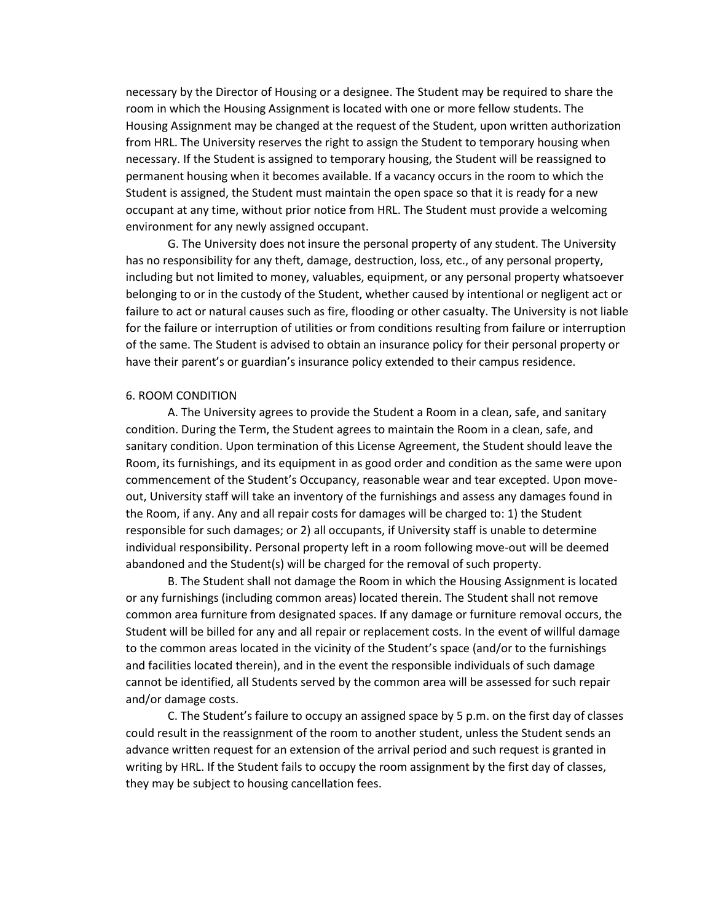necessary by the Director of Housing or a designee. The Student may be required to share the room in which the Housing Assignment is located with one or more fellow students. The Housing Assignment may be changed at the request of the Student, upon written authorization from HRL. The University reserves the right to assign the Student to temporary housing when necessary. If the Student is assigned to temporary housing, the Student will be reassigned to permanent housing when it becomes available. If a vacancy occurs in the room to which the Student is assigned, the Student must maintain the open space so that it is ready for a new occupant at any time, without prior notice from HRL. The Student must provide a welcoming environment for any newly assigned occupant.

G. The University does not insure the personal property of any student. The University has no responsibility for any theft, damage, destruction, loss, etc., of any personal property, including but not limited to money, valuables, equipment, or any personal property whatsoever belonging to or in the custody of the Student, whether caused by intentional or negligent act or failure to act or natural causes such as fire, flooding or other casualty. The University is not liable for the failure or interruption of utilities or from conditions resulting from failure or interruption of the same. The Student is advised to obtain an insurance policy for their personal property or have their parent's or guardian's insurance policy extended to their campus residence.

6. ROOM CONDITION

A. The University agrees to provide the Student a Room in a clean, safe, and sanitary condition. During the Term, the Student agrees to maintain the Room in a clean, safe, and sanitary condition. Upon termination of this License Agreement, the Student should leave the Room, its furnishings, and its equipment in as good order and condition as the same were upon commencement of the Student's Occupancy, reasonable wear and tear excepted. Upon move-out, University staff will take an inventory of the furnishings and assess any damages found in the Room, if any. Any and all repair costs for damages will be charged to: 1) the Student responsible for such damages; or 2) all occupants, if University staff is unable to determine individual responsibility. Personal property left in a room following move-out will be deemed abandoned and the Student(s) will be charged for the removal of such property.

B. The Student shall not damage the Room in which the Housing Assignment is located or any furnishings (including common areas) located therein. The Student shall not remove common area furniture from designated spaces. If any damage or furniture removal occurs, the Student will be billed for any and all repair or replacement costs. In the event of willful damage to the common areas located in the vicinity of the Student's space (and/or to the furnishings and facilities located therein), and in the event the responsible individuals of such damage cannot be identified, all Students served by the common area will be assessed for such repair and/or damage costs.

C. The Student's failure to occupy an assigned space by 5 p.m. on the first day of classes could result in the reassignment of the room to another student, unless the Student sends an advance written request for an extension of the arrival period and such request is granted in writing by HRL. If the Student fails to occupy the room assignment by the first day of classes, they may be subject to housing cancellation fees.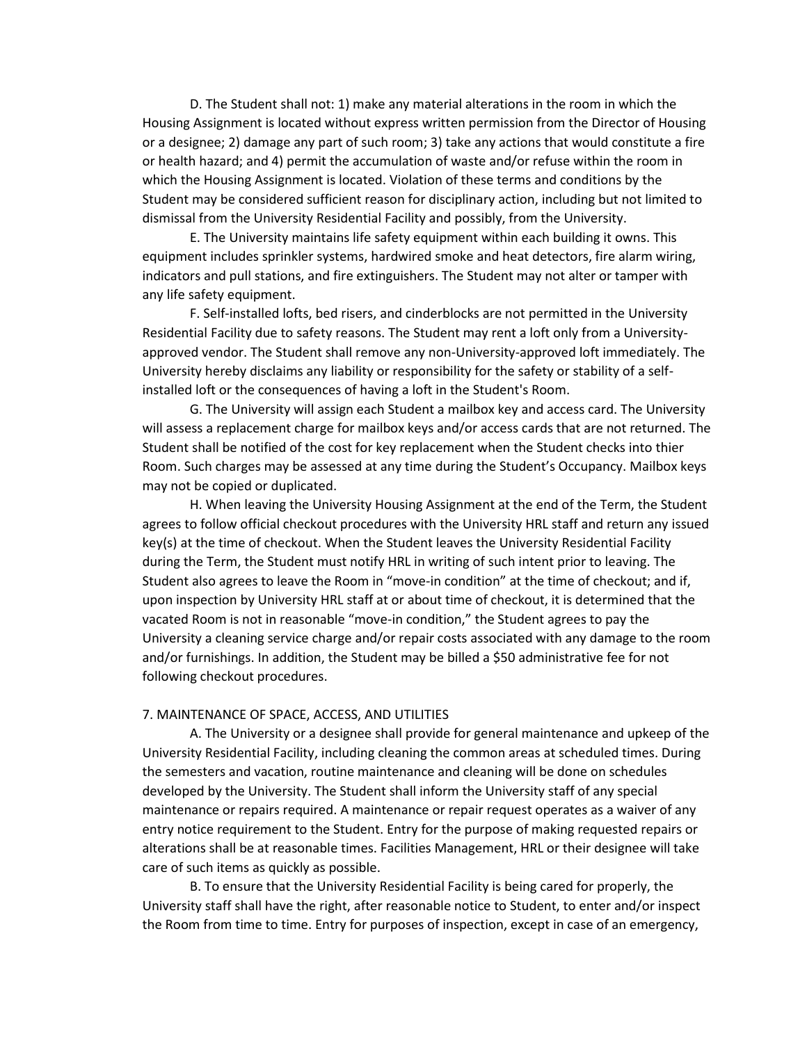D. The Student shall not: 1) make any material alterations in the room in which the Housing Assignment is located without express written permission from the Director of Housing or a designee; 2) damage any part of such room; 3) take any actions that would constitute a fire or health hazard; and 4) permit the accumulation of waste and/or refuse within the room in which the Housing Assignment is located. Violation of these terms and conditions by the Student may be considered sufficient reason for disciplinary action, including but not limited to dismissal from the University Residential Facility and possibly, from the University.

E. The University maintains life safety equipment within each building it owns. This equipment includes sprinkler systems, hardwired smoke and heat detectors, fire alarm wiring, indicators and pull stations, and fire extinguishers. The Student may not alter or tamper with any life safety equipment.

F. Self-installed lofts, bed risers, and cinderblocks are not permitted in the University Residential Facility due to safety reasons. The Student may rent a loft only from a University-approved vendor. The Student shall remove any non-University-approved loft immediately. The University hereby disclaims any liability or responsibility for the safety or stability of a self-installed loft or the consequences of having a loft in the Student's Room.

G. The University will assign each Student a mailbox key and access card. The University will assess a replacement charge for mailbox keys and/or access cards that are not returned. The Student shall be notified of the cost for key replacement when the Student checks into thier Room. Such charges may be assessed at any time during the Student's Occupancy. Mailbox keys may not be copied or duplicated.

H. When leaving the University Housing Assignment at the end of the Term, the Student agrees to follow official checkout procedures with the University HRL staff and return any issued key(s) at the time of checkout. When the Student leaves the University Residential Facility during the Term, the Student must notify HRL in writing of such intent prior to leaving. The Student also agrees to leave the Room in "move-in condition" at the time of checkout; and if, upon inspection by University HRL staff at or about time of checkout, it is determined that the vacated Room is not in reasonable "move-in condition," the Student agrees to pay the University a cleaning service charge and/or repair costs associated with any damage to the room and/or furnishings. In addition, the Student may be billed a $50 administrative fee for not following checkout procedures.

## 7. MAINTENANCE OF SPACE, ACCESS, AND UTILITIES

A. The University or a designee shall provide for general maintenance and upkeep of the University Residential Facility, including cleaning the common areas at scheduled times. During the semesters and vacation, routine maintenance and cleaning will be done on schedules developed by the University. The Student shall inform the University staff of any special maintenance or repairs required. A maintenance or repair request operates as a waiver of any entry notice requirement to the Student. Entry for the purpose of making requested repairs or alterations shall be at reasonable times. Facilities Management, HRL or their designee will take care of such items as quickly as possible.

B. To ensure that the University Residential Facility is being cared for properly, the University staff shall have the right, after reasonable notice to Student, to enter and/or inspect the Room from time to time. Entry for purposes of inspection, except in case of an emergency,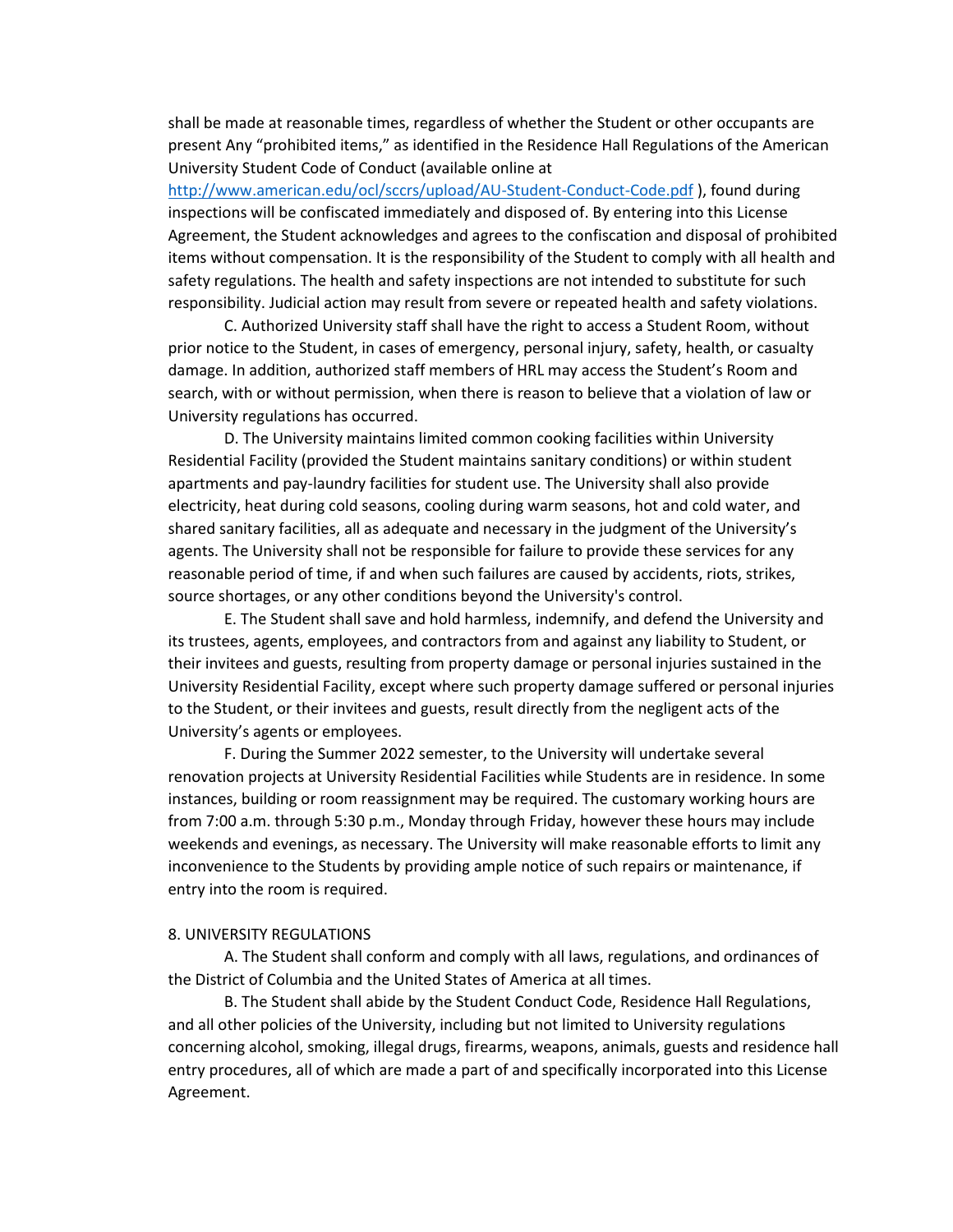shall be made at reasonable times, regardless of whether the Student or other occupants are present Any "prohibited items," as identified in the Residence Hall Regulations of the American University Student Code of Conduct (available online at http://www.american.edu/ocl/sccrs/upload/AU-Student-Conduct-Code.pdf ), found during inspections will be confiscated immediately and disposed of. By entering into this License Agreement, the Student acknowledges and agrees to the confiscation and disposal of prohibited items without compensation. It is the responsibility of the Student to comply with all health and safety regulations. The health and safety inspections are not intended to substitute for such responsibility. Judicial action may result from severe or repeated health and safety violations.

C. Authorized University staff shall have the right to access a Student Room, without prior notice to the Student, in cases of emergency, personal injury, safety, health, or casualty damage. In addition, authorized staff members of HRL may access the Student's Room and search, with or without permission, when there is reason to believe that a violation of law or University regulations has occurred.

D. The University maintains limited common cooking facilities within University Residential Facility (provided the Student maintains sanitary conditions) or within student apartments and pay-laundry facilities for student use. The University shall also provide electricity, heat during cold seasons, cooling during warm seasons, hot and cold water, and shared sanitary facilities, all as adequate and necessary in the judgment of the University's agents. The University shall not be responsible for failure to provide these services for any reasonable period of time, if and when such failures are caused by accidents, riots, strikes, source shortages, or any other conditions beyond the University's control.

E. The Student shall save and hold harmless, indemnify, and defend the University and its trustees, agents, employees, and contractors from and against any liability to Student, or their invitees and guests, resulting from property damage or personal injuries sustained in the University Residential Facility, except where such property damage suffered or personal injuries to the Student, or their invitees and guests, result directly from the negligent acts of the University's agents or employees.

F. During the Summer 2022 semester, to the University will undertake several renovation projects at University Residential Facilities while Students are in residence. In some instances, building or room reassignment may be required. The customary working hours are from 7:00 a.m. through 5:30 p.m., Monday through Friday, however these hours may include weekends and evenings, as necessary. The University will make reasonable efforts to limit any inconvenience to the Students by providing ample notice of such repairs or maintenance, if entry into the room is required.

8. UNIVERSITY REGULATIONS

A. The Student shall conform and comply with all laws, regulations, and ordinances of the District of Columbia and the United States of America at all times.

B. The Student shall abide by the Student Conduct Code, Residence Hall Regulations, and all other policies of the University, including but not limited to University regulations concerning alcohol, smoking, illegal drugs, firearms, weapons, animals, guests and residence hall entry procedures, all of which are made a part of and specifically incorporated into this License Agreement.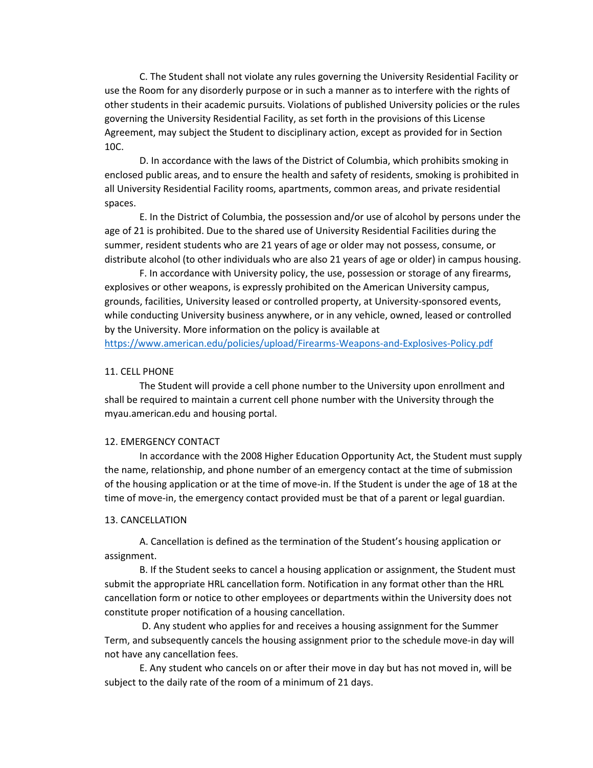C. The Student shall not violate any rules governing the University Residential Facility or use the Room for any disorderly purpose or in such a manner as to interfere with the rights of other students in their academic pursuits. Violations of published University policies or the rules governing the University Residential Facility, as set forth in the provisions of this License Agreement, may subject the Student to disciplinary action, except as provided for in Section 10C.

D. In accordance with the laws of the District of Columbia, which prohibits smoking in enclosed public areas, and to ensure the health and safety of residents, smoking is prohibited in all University Residential Facility rooms, apartments, common areas, and private residential spaces.

E. In the District of Columbia, the possession and/or use of alcohol by persons under the age of 21 is prohibited. Due to the shared use of University Residential Facilities during the summer, resident students who are 21 years of age or older may not possess, consume, or distribute alcohol (to other individuals who are also 21 years of age or older) in campus housing.

F. In accordance with University policy, the use, possession or storage of any firearms, explosives or other weapons, is expressly prohibited on the American University campus, grounds, facilities, University leased or controlled property, at University-sponsored events, while conducting University business anywhere, or in any vehicle, owned, leased or controlled by the University. More information on the policy is available at https://www.american.edu/policies/upload/Firearms-Weapons-and-Explosives-Policy.pdf

## 11. CELL PHONE

The Student will provide a cell phone number to the University upon enrollment and shall be required to maintain a current cell phone number with the University through the myau.american.edu and housing portal.

## 12. EMERGENCY CONTACT

In accordance with the 2008 Higher Education Opportunity Act, the Student must supply the name, relationship, and phone number of an emergency contact at the time of submission of the housing application or at the time of move-in. If the Student is under the age of 18 at the time of move-in, the emergency contact provided must be that of a parent or legal guardian.

## 13. CANCELLATION

A. Cancellation is defined as the termination of the Student's housing application or assignment.

B. If the Student seeks to cancel a housing application or assignment, the Student must submit the appropriate HRL cancellation form. Notification in any format other than the HRL cancellation form or notice to other employees or departments within the University does not constitute proper notification of a housing cancellation.

D. Any student who applies for and receives a housing assignment for the Summer Term, and subsequently cancels the housing assignment prior to the schedule move-in day will not have any cancellation fees.

E. Any student who cancels on or after their move in day but has not moved in, will be subject to the daily rate of the room of a minimum of 21 days.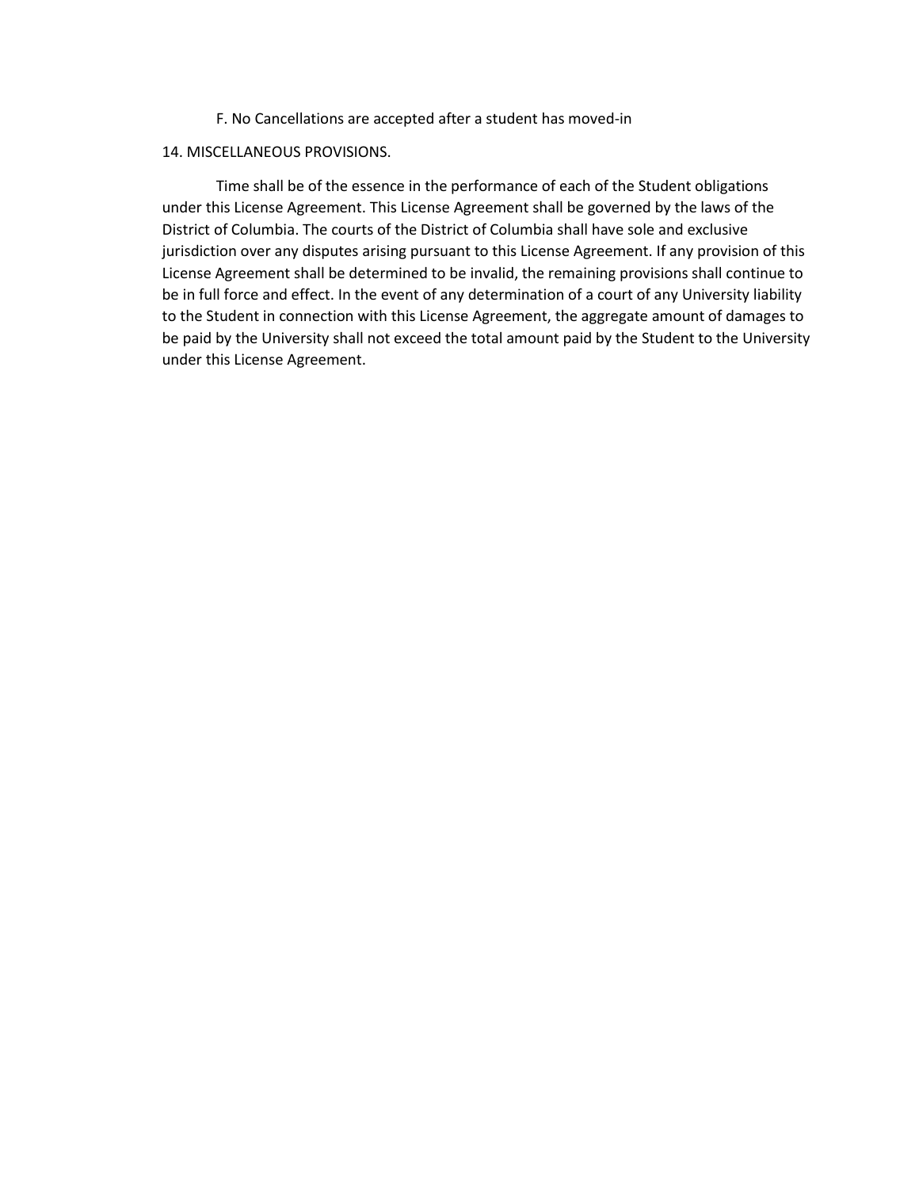F. No Cancellations are accepted after a student has moved-in

14. MISCELLANEOUS PROVISIONS.

Time shall be of the essence in the performance of each of the Student obligations under this License Agreement. This License Agreement shall be governed by the laws of the District of Columbia. The courts of the District of Columbia shall have sole and exclusive jurisdiction over any disputes arising pursuant to this License Agreement. If any provision of this License Agreement shall be determined to be invalid, the remaining provisions shall continue to be in full force and effect. In the event of any determination of a court of any University liability to the Student in connection with this License Agreement, the aggregate amount of damages to be paid by the University shall not exceed the total amount paid by the Student to the University under this License Agreement.